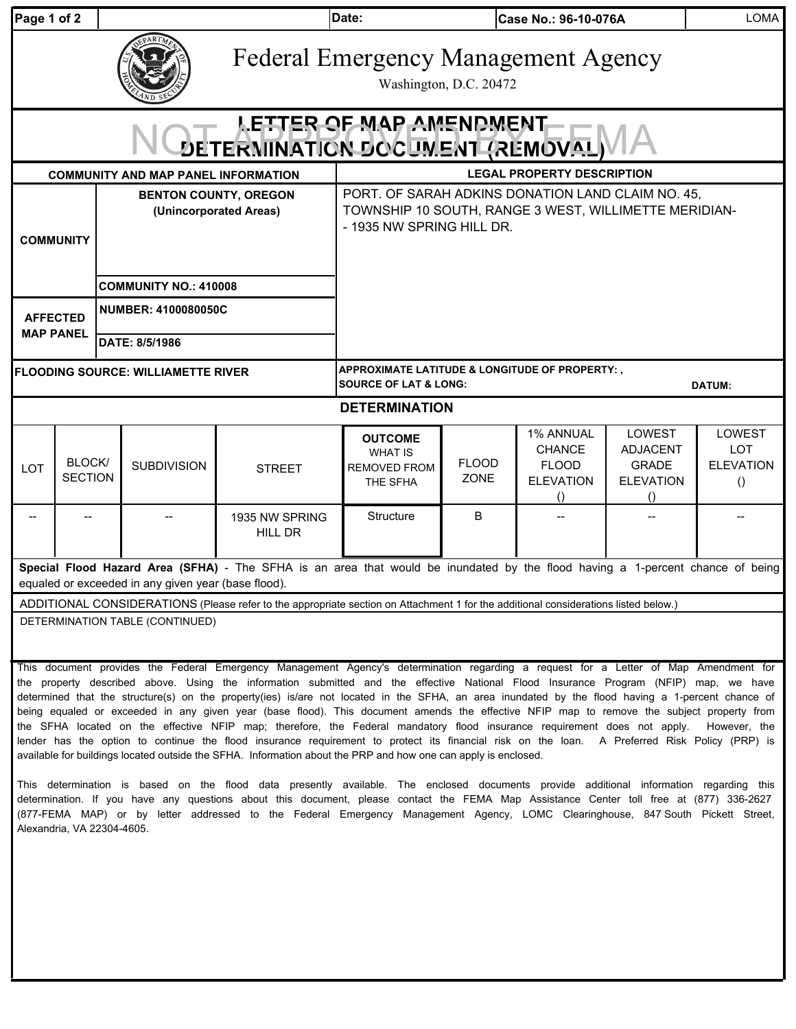| Date: | Case No.: 96-10-076A | LOMA |
|---|---|---|

# Federal Emergency Management Agency

Washington, D.C. 20472

## LETTER OF MAP AMENDMENT DETERMINATION DOCUMENT (REMOVAL)

NOT APPROVED BY FEMA

| COMMUNITY AND MAP PANEL INFORMATION | | LEGAL PROPERTY DESCRIPTION |
|---|---|---|
| COMMUNITY | BENTON COUNTY, OREGON (Unincorporated Areas) | PORT. OF SARAH ADKINS DONATION LAND CLAIM NO. 45, TOWNSHIP 10 SOUTH, RANGE 3 WEST, WILLIMETTE MERIDIAN- - 1935 NW SPRING HILL DR. |
| | COMMUNITY NO.: 410008 | |
| AFFECTED MAP PANEL | NUMBER: 4100080050C | |
| | DATE: 8/5/1986 | |
| FLOODING SOURCE: WILLIAMETTE RIVER | | APPROXIMATE LATITUDE & LONGITUDE OF PROPERTY: , SOURCE OF LAT & LONG: DATUM: |

### DETERMINATION

| LOT | BLOCK/ SECTION | SUBDIVISION | STREET | OUTCOME WHAT IS REMOVED FROM THE SFHA | FLOOD ZONE | 1% ANNUAL CHANCE FLOOD ELEVATION () | LOWEST ADJACENT GRADE ELEVATION () | LOWEST LOT ELEVATION () |
|---|---|---|---|---|---|---|---|---|
| -- | -- | -- | 1935 NW SPRING HILL DR | Structure | B | -- | -- | -- |

**Special Flood Hazard Area (SFHA)** - The SFHA is an area that would be inundated by the flood having a 1-percent chance of being equaled or exceeded in any given year (base flood).

ADDITIONAL CONSIDERATIONS (Please refer to the appropriate section on Attachment 1 for the additional considerations listed below.)

DETERMINATION TABLE (CONTINUED)

This document provides the Federal Emergency Management Agency's determination regarding a request for a Letter of Map Amendment for the property described above. Using the information submitted and the effective National Flood Insurance Program (NFIP) map, we have determined that the structure(s) on the property(ies) is/are not located in the SFHA, an area inundated by the flood having a 1-percent chance of being equaled or exceeded in any given year (base flood). This document amends the effective NFIP map to remove the subject property from the SFHA located on the effective NFIP map; therefore, the Federal mandatory flood insurance requirement does not apply. However, the lender has the option to continue the flood insurance requirement to protect its financial risk on the loan. A Preferred Risk Policy (PRP) is available for buildings located outside the SFHA. Information about the PRP and how one can apply is enclosed.

This determination is based on the flood data presently available. The enclosed documents provide additional information regarding this determination. If you have any questions about this document, please contact the FEMA Map Assistance Center toll free at (877) 336-2627 (877-FEMA MAP) or by letter addressed to the Federal Emergency Management Agency, LOMC Clearinghouse, 847 South Pickett Street, Alexandria, VA 22304-4605.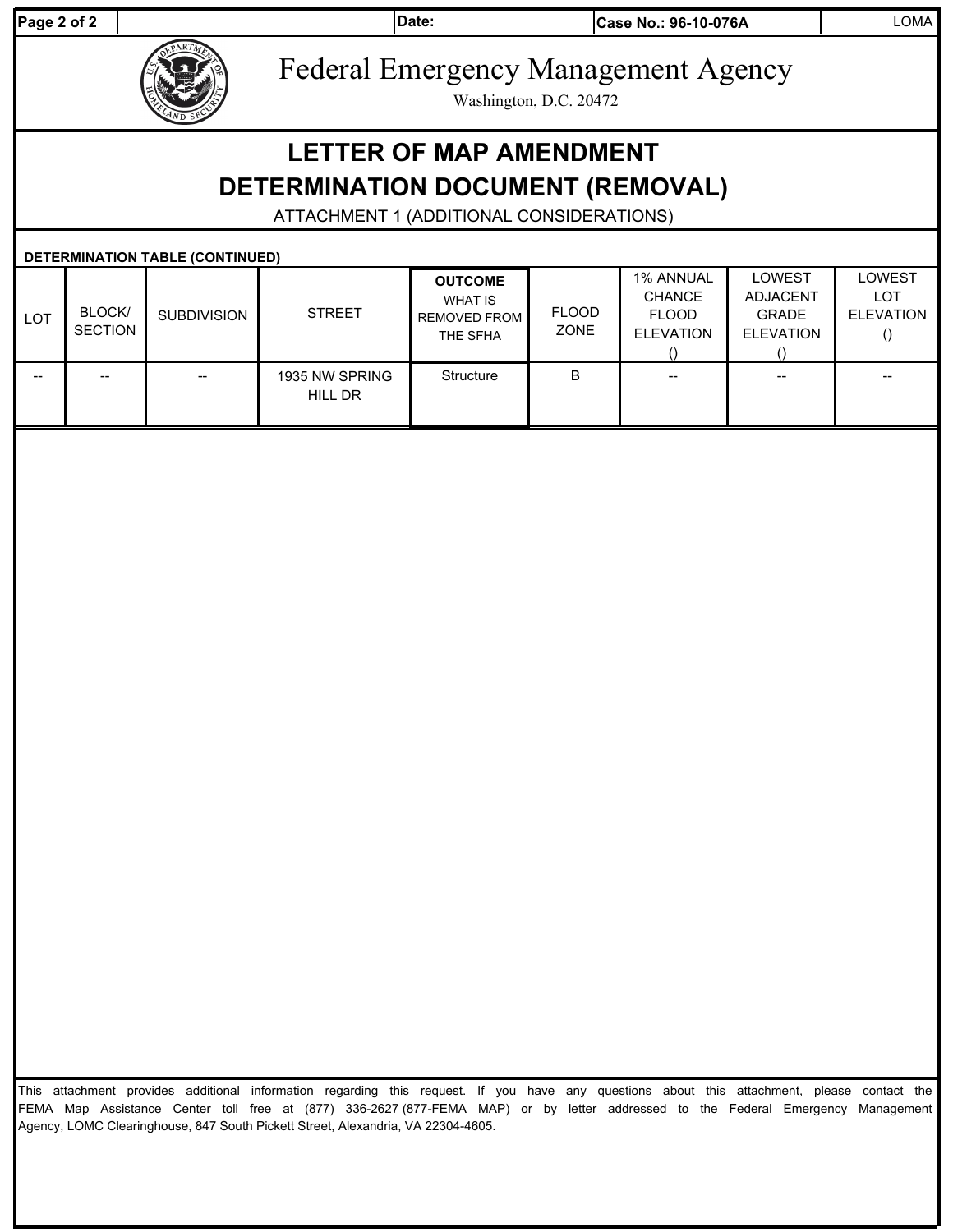| Date: | Case No.: 96-10-076A | LOMA |
| --- | --- | --- |

# Federal Emergency Management Agency

Washington, D.C. 20472

# LETTER OF MAP AMENDMENT DETERMINATION DOCUMENT (REMOVAL)

ATTACHMENT 1 (ADDITIONAL CONSIDERATIONS)

**DETERMINATION TABLE (CONTINUED)**

| LOT | BLOCK/ SECTION | SUBDIVISION | STREET | **OUTCOME** WHAT IS REMOVED FROM THE SFHA | FLOOD ZONE | 1% ANNUAL CHANCE FLOOD ELEVATION () | LOWEST ADJACENT GRADE ELEVATION () | LOWEST LOT ELEVATION () |
| --- | --- | --- | --- | --- | --- | --- | --- | --- |
| -- | -- | -- | 1935 NW SPRING HILL DR | Structure | B | -- | -- | -- |

This attachment provides additional information regarding this request. If you have any questions about this attachment, please contact the FEMA Map Assistance Center toll free at (877) 336-2627 (877-FEMA MAP) or by letter addressed to the Federal Emergency Management Agency, LOMC Clearinghouse, 847 South Pickett Street, Alexandria, VA 22304-4605.